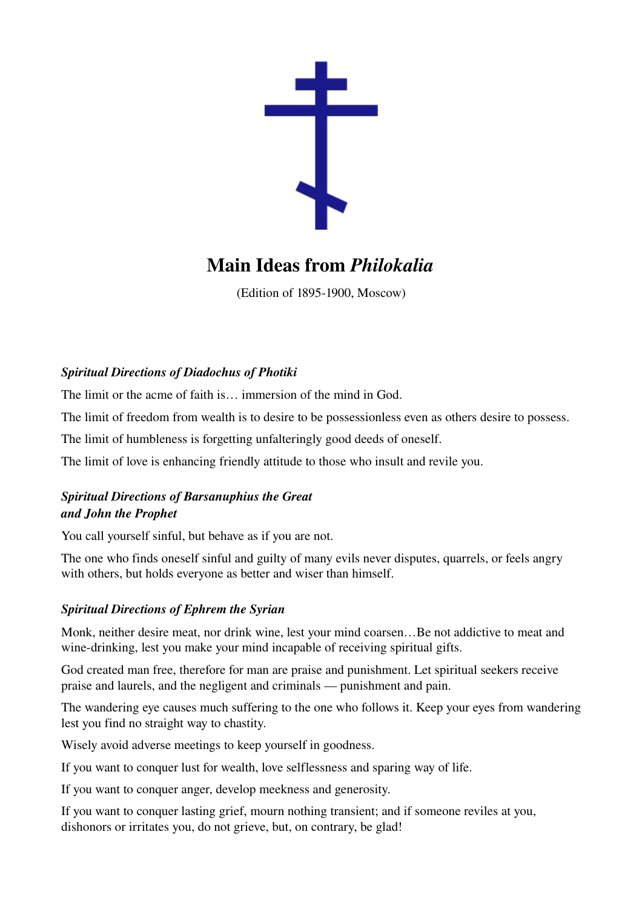# Main Ideas from *Philokalia*

(Edition of 1895-1900, Moscow)

***Spiritual Directions of Diadochus of Photiki***

The limit or the acme of faith is… immersion of the mind in God.

The limit of freedom from wealth is to desire to be possessionless even as others desire to possess.

The limit of humbleness is forgetting unfalteringly good deeds of oneself.

The limit of love is enhancing friendly attitude to those who insult and revile you.

***Spiritual Directions of Barsanuphius the Great and John the Prophet***

You call yourself sinful, but behave as if you are not.

The one who finds oneself sinful and guilty of many evils never disputes, quarrels, or feels angry with others, but holds everyone as better and wiser than himself.

***Spiritual Directions of Ephrem the Syrian***

Monk, neither desire meat, nor drink wine, lest your mind coarsen…Be not addictive to meat and wine-drinking, lest you make your mind incapable of receiving spiritual gifts.

God created man free, therefore for man are praise and punishment. Let spiritual seekers receive praise and laurels, and the negligent and criminals — punishment and pain.

The wandering eye causes much suffering to the one who follows it. Keep your eyes from wandering lest you find no straight way to chastity.

Wisely avoid adverse meetings to keep yourself in goodness.

If you want to conquer lust for wealth, love selflessness and sparing way of life.

If you want to conquer anger, develop meekness and generosity.

If you want to conquer lasting grief, mourn nothing transient; and if someone reviles at you, dishonors or irritates you, do not grieve, but, on contrary, be glad!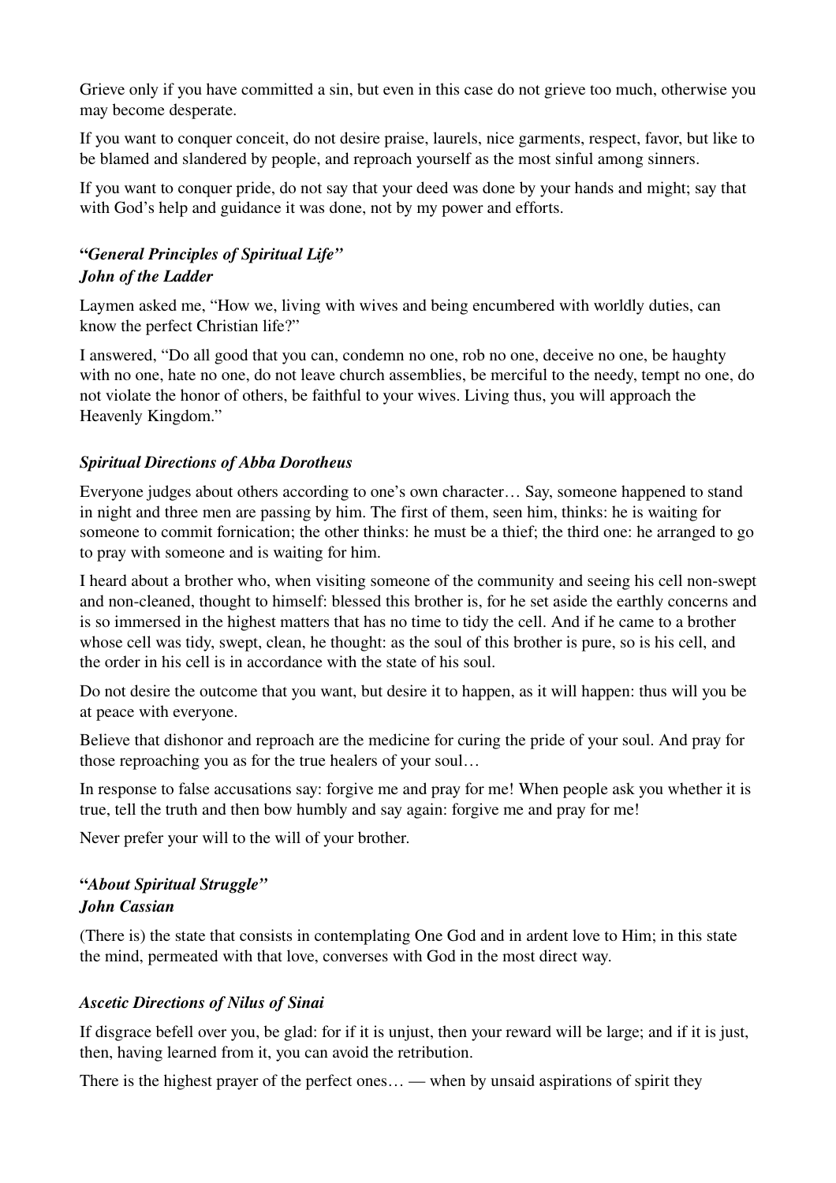Grieve only if you have committed a sin, but even in this case do not grieve too much, otherwise you may become desperate.

If you want to conquer conceit, do not desire praise, laurels, nice garments, respect, favor, but like to be blamed and slandered by people, and reproach yourself as the most sinful among sinners.

If you want to conquer pride, do not say that your deed was done by your hands and might; say that with God's help and guidance it was done, not by my power and efforts.

### "*General Principles of Spiritual Life*"
### *John of the Ladder*

Laymen asked me, "How we, living with wives and being encumbered with worldly duties, can know the perfect Christian life?"

I answered, "Do all good that you can, condemn no one, rob no one, deceive no one, be haughty with no one, hate no one, do not leave church assemblies, be merciful to the needy, tempt no one, do not violate the honor of others, be faithful to your wives. Living thus, you will approach the Heavenly Kingdom."

### *Spiritual Directions of Abba Dorotheus*

Everyone judges about others according to one's own character… Say, someone happened to stand in night and three men are passing by him. The first of them, seen him, thinks: he is waiting for someone to commit fornication; the other thinks: he must be a thief; the third one: he arranged to go to pray with someone and is waiting for him.

I heard about a brother who, when visiting someone of the community and seeing his cell non-swept and non-cleaned, thought to himself: blessed this brother is, for he set aside the earthly concerns and is so immersed in the highest matters that has no time to tidy the cell. And if he came to a brother whose cell was tidy, swept, clean, he thought: as the soul of this brother is pure, so is his cell, and the order in his cell is in accordance with the state of his soul.

Do not desire the outcome that you want, but desire it to happen, as it will happen: thus will you be at peace with everyone.

Believe that dishonor and reproach are the medicine for curing the pride of your soul. And pray for those reproaching you as for the true healers of your soul…

In response to false accusations say: forgive me and pray for me! When people ask you whether it is true, tell the truth and then bow humbly and say again: forgive me and pray for me!

Never prefer your will to the will of your brother.

### "*About Spiritual Struggle*"
### *John Cassian*

(There is) the state that consists in contemplating One God and in ardent love to Him; in this state the mind, permeated with that love, converses with God in the most direct way.

### *Ascetic Directions of Nilus of Sinai*

If disgrace befell over you, be glad: for if it is unjust, then your reward will be large; and if it is just, then, having learned from it, you can avoid the retribution.

There is the highest prayer of the perfect ones… — when by unsaid aspirations of spirit they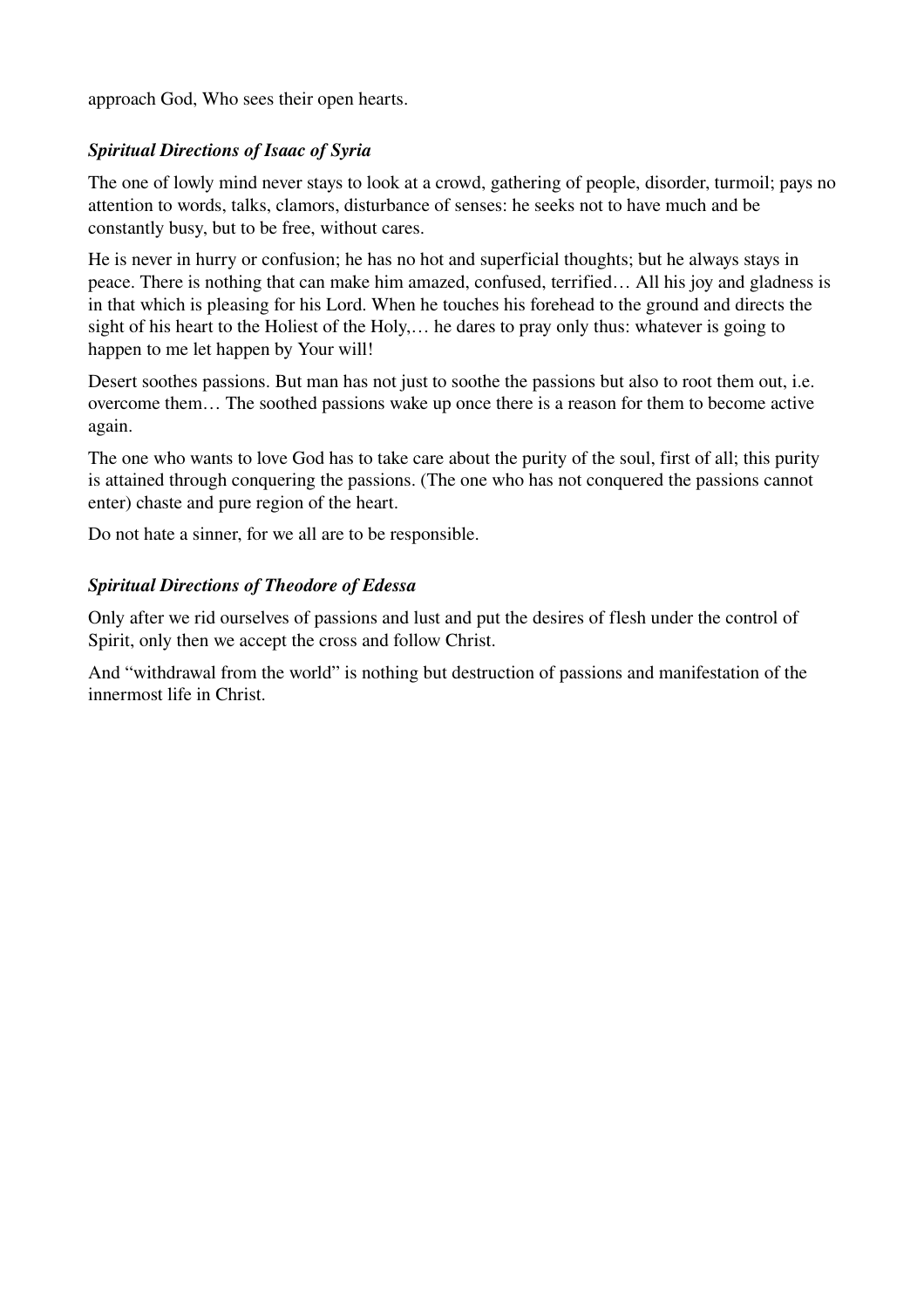approach God, Who sees their open hearts.

### *Spiritual Directions of Isaac of Syria*

The one of lowly mind never stays to look at a crowd, gathering of people, disorder, turmoil; pays no attention to words, talks, clamors, disturbance of senses: he seeks not to have much and be constantly busy, but to be free, without cares.

He is never in hurry or confusion; he has no hot and superficial thoughts; but he always stays in peace. There is nothing that can make him amazed, confused, terrified… All his joy and gladness is in that which is pleasing for his Lord. When he touches his forehead to the ground and directs the sight of his heart to the Holiest of the Holy,… he dares to pray only thus: whatever is going to happen to me let happen by Your will!

Desert soothes passions. But man has not just to soothe the passions but also to root them out, i.e. overcome them… The soothed passions wake up once there is a reason for them to become active again.

The one who wants to love God has to take care about the purity of the soul, first of all; this purity is attained through conquering the passions. (The one who has not conquered the passions cannot enter) chaste and pure region of the heart.

Do not hate a sinner, for we all are to be responsible.

### *Spiritual Directions of Theodore of Edessa*

Only after we rid ourselves of passions and lust and put the desires of flesh under the control of Spirit, only then we accept the cross and follow Christ.

And "withdrawal from the world" is nothing but destruction of passions and manifestation of the innermost life in Christ.